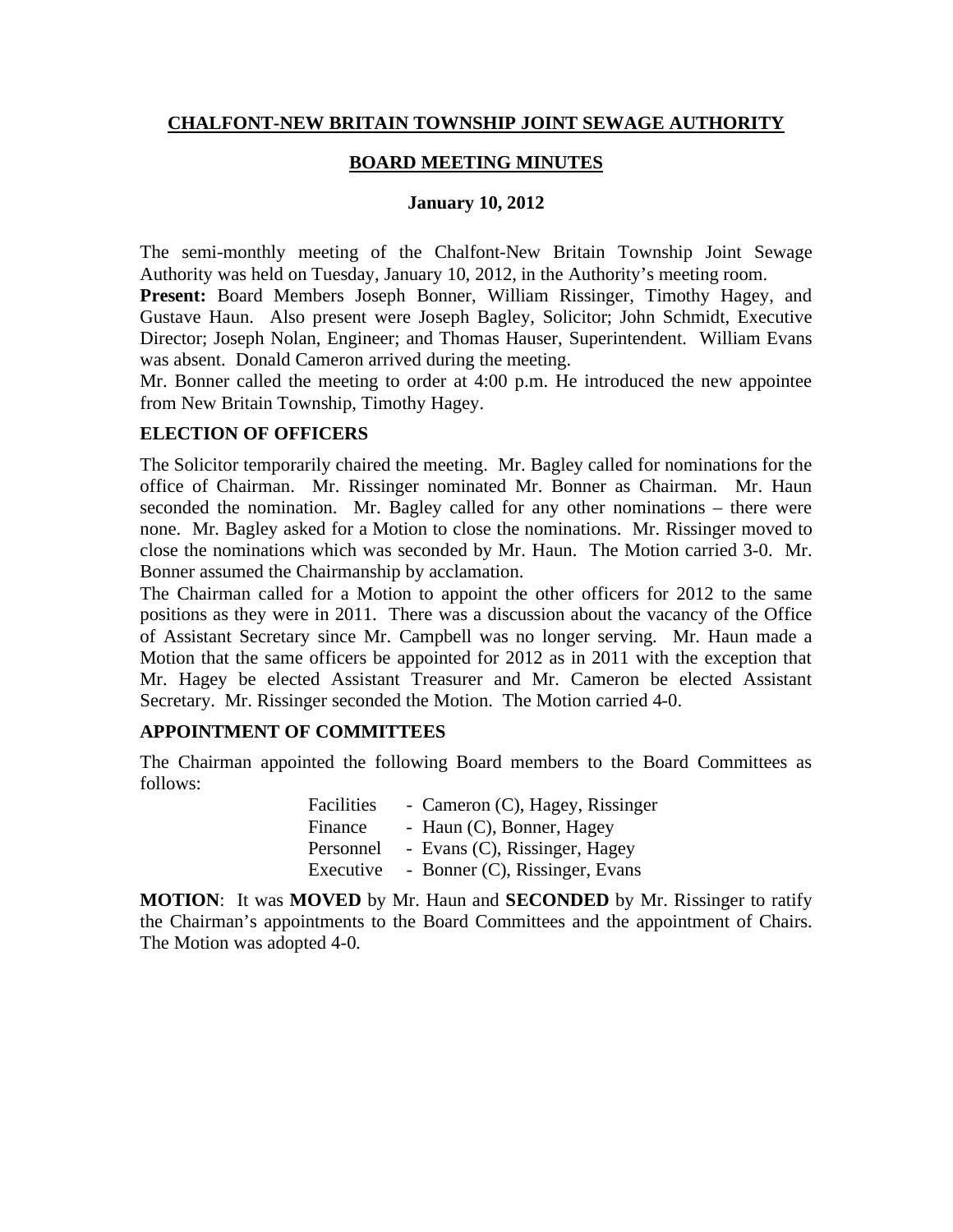# CHALFONT-NEW BRITAIN TOWNSHIP JOINT SEWAGE AUTHORITY

## BOARD MEETING MINUTES

### January 10, 2012

The semi-monthly meeting of the Chalfont-New Britain Township Joint Sewage Authority was held on Tuesday, January 10, 2012, in the Authority's meeting room.

**Present:** Board Members Joseph Bonner, William Rissinger, Timothy Hagey, and Gustave Haun. Also present were Joseph Bagley, Solicitor; John Schmidt, Executive Director; Joseph Nolan, Engineer; and Thomas Hauser, Superintendent. William Evans was absent. Donald Cameron arrived during the meeting.

Mr. Bonner called the meeting to order at 4:00 p.m. He introduced the new appointee from New Britain Township, Timothy Hagey.

**ELECTION OF OFFICERS**

The Solicitor temporarily chaired the meeting. Mr. Bagley called for nominations for the office of Chairman. Mr. Rissinger nominated Mr. Bonner as Chairman. Mr. Haun seconded the nomination. Mr. Bagley called for any other nominations – there were none. Mr. Bagley asked for a Motion to close the nominations. Mr. Rissinger moved to close the nominations which was seconded by Mr. Haun. The Motion carried 3-0. Mr. Bonner assumed the Chairmanship by acclamation.

The Chairman called for a Motion to appoint the other officers for 2012 to the same positions as they were in 2011. There was a discussion about the vacancy of the Office of Assistant Secretary since Mr. Campbell was no longer serving. Mr. Haun made a Motion that the same officers be appointed for 2012 as in 2011 with the exception that Mr. Hagey be elected Assistant Treasurer and Mr. Cameron be elected Assistant Secretary. Mr. Rissinger seconded the Motion. The Motion carried 4-0.

**APPOINTMENT OF COMMITTEES**

The Chairman appointed the following Board members to the Board Committees as follows:

| | |
|---|---|
| Facilities | - Cameron (C), Hagey, Rissinger |
| Finance | - Haun (C), Bonner, Hagey |
| Personnel | - Evans (C), Rissinger, Hagey |
| Executive | - Bonner (C), Rissinger, Evans |

**MOTION**: It was **MOVED** by Mr. Haun and **SECONDED** by Mr. Rissinger to ratify the Chairman's appointments to the Board Committees and the appointment of Chairs. The Motion was adopted 4-0.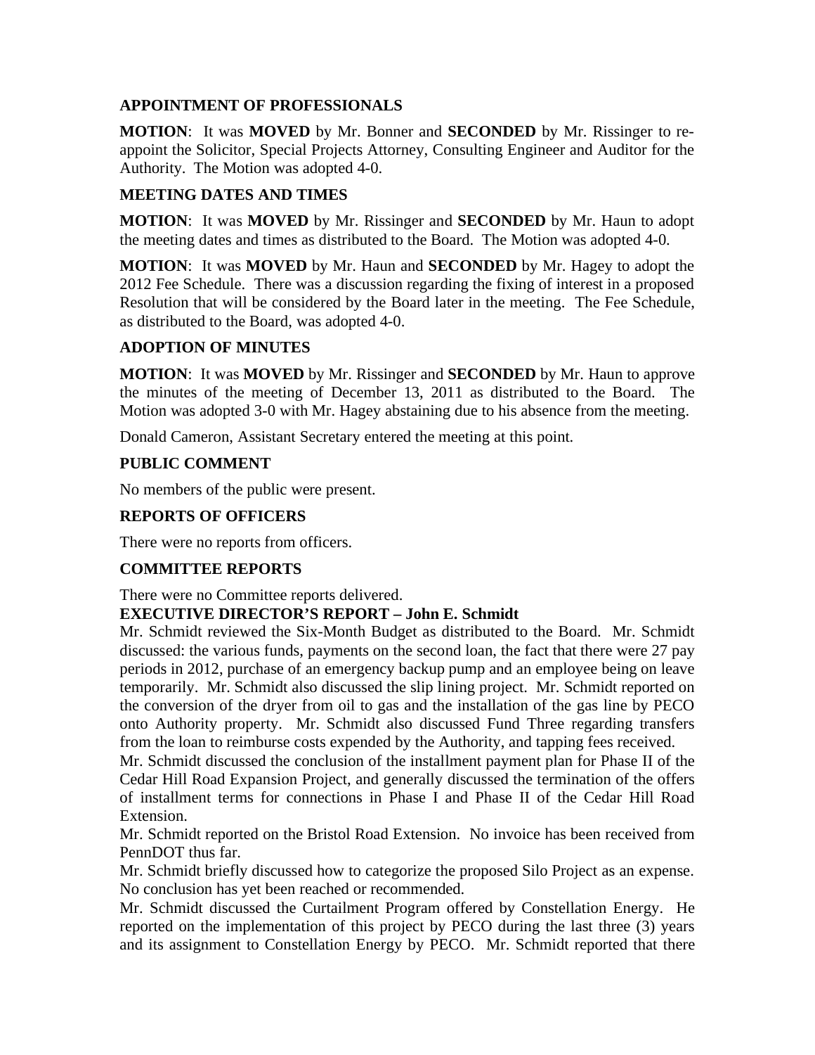## APPOINTMENT OF PROFESSIONALS

**MOTION**: It was **MOVED** by Mr. Bonner and **SECONDED** by Mr. Rissinger to re-appoint the Solicitor, Special Projects Attorney, Consulting Engineer and Auditor for the Authority. The Motion was adopted 4-0.

## MEETING DATES AND TIMES

**MOTION**: It was **MOVED** by Mr. Rissinger and **SECONDED** by Mr. Haun to adopt the meeting dates and times as distributed to the Board. The Motion was adopted 4-0.

**MOTION**: It was **MOVED** by Mr. Haun and **SECONDED** by Mr. Hagey to adopt the 2012 Fee Schedule. There was a discussion regarding the fixing of interest in a proposed Resolution that will be considered by the Board later in the meeting. The Fee Schedule, as distributed to the Board, was adopted 4-0.

## ADOPTION OF MINUTES

**MOTION**: It was **MOVED** by Mr. Rissinger and **SECONDED** by Mr. Haun to approve the minutes of the meeting of December 13, 2011 as distributed to the Board. The Motion was adopted 3-0 with Mr. Hagey abstaining due to his absence from the meeting.

Donald Cameron, Assistant Secretary entered the meeting at this point.

## PUBLIC COMMENT

No members of the public were present.

## REPORTS OF OFFICERS

There were no reports from officers.

## COMMITTEE REPORTS

There were no Committee reports delivered.

## EXECUTIVE DIRECTOR'S REPORT – John E. Schmidt

Mr. Schmidt reviewed the Six-Month Budget as distributed to the Board. Mr. Schmidt discussed: the various funds, payments on the second loan, the fact that there were 27 pay periods in 2012, purchase of an emergency backup pump and an employee being on leave temporarily. Mr. Schmidt also discussed the slip lining project. Mr. Schmidt reported on the conversion of the dryer from oil to gas and the installation of the gas line by PECO onto Authority property. Mr. Schmidt also discussed Fund Three regarding transfers from the loan to reimburse costs expended by the Authority, and tapping fees received.

Mr. Schmidt discussed the conclusion of the installment payment plan for Phase II of the Cedar Hill Road Expansion Project, and generally discussed the termination of the offers of installment terms for connections in Phase I and Phase II of the Cedar Hill Road Extension.

Mr. Schmidt reported on the Bristol Road Extension. No invoice has been received from PennDOT thus far.

Mr. Schmidt briefly discussed how to categorize the proposed Silo Project as an expense. No conclusion has yet been reached or recommended.

Mr. Schmidt discussed the Curtailment Program offered by Constellation Energy. He reported on the implementation of this project by PECO during the last three (3) years and its assignment to Constellation Energy by PECO. Mr. Schmidt reported that there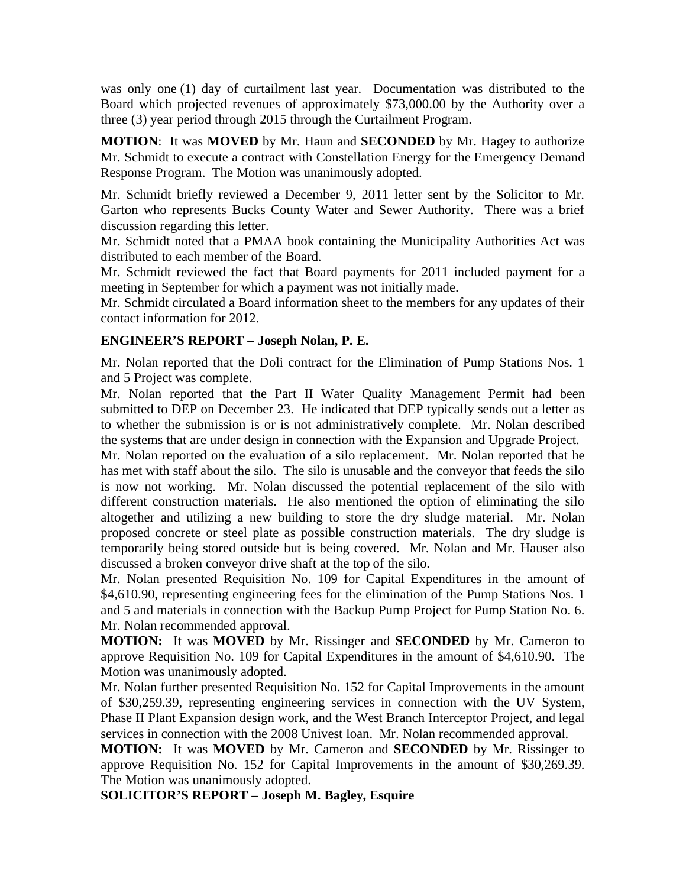was only one (1) day of curtailment last year. Documentation was distributed to the Board which projected revenues of approximately $73,000.00 by the Authority over a three (3) year period through 2015 through the Curtailment Program.

**MOTION**: It was **MOVED** by Mr. Haun and **SECONDED** by Mr. Hagey to authorize Mr. Schmidt to execute a contract with Constellation Energy for the Emergency Demand Response Program. The Motion was unanimously adopted.

Mr. Schmidt briefly reviewed a December 9, 2011 letter sent by the Solicitor to Mr. Garton who represents Bucks County Water and Sewer Authority. There was a brief discussion regarding this letter.

Mr. Schmidt noted that a PMAA book containing the Municipality Authorities Act was distributed to each member of the Board.

Mr. Schmidt reviewed the fact that Board payments for 2011 included payment for a meeting in September for which a payment was not initially made.

Mr. Schmidt circulated a Board information sheet to the members for any updates of their contact information for 2012.

**ENGINEER'S REPORT – Joseph Nolan, P. E.**

Mr. Nolan reported that the Doli contract for the Elimination of Pump Stations Nos. 1 and 5 Project was complete.

Mr. Nolan reported that the Part II Water Quality Management Permit had been submitted to DEP on December 23. He indicated that DEP typically sends out a letter as to whether the submission is or is not administratively complete. Mr. Nolan described the systems that are under design in connection with the Expansion and Upgrade Project.

Mr. Nolan reported on the evaluation of a silo replacement. Mr. Nolan reported that he has met with staff about the silo. The silo is unusable and the conveyor that feeds the silo is now not working. Mr. Nolan discussed the potential replacement of the silo with different construction materials. He also mentioned the option of eliminating the silo altogether and utilizing a new building to store the dry sludge material. Mr. Nolan proposed concrete or steel plate as possible construction materials. The dry sludge is temporarily being stored outside but is being covered. Mr. Nolan and Mr. Hauser also discussed a broken conveyor drive shaft at the top of the silo.

Mr. Nolan presented Requisition No. 109 for Capital Expenditures in the amount of $4,610.90, representing engineering fees for the elimination of the Pump Stations Nos. 1 and 5 and materials in connection with the Backup Pump Project for Pump Station No. 6. Mr. Nolan recommended approval.

**MOTION:** It was **MOVED** by Mr. Rissinger and **SECONDED** by Mr. Cameron to approve Requisition No. 109 for Capital Expenditures in the amount of $4,610.90. The Motion was unanimously adopted.

Mr. Nolan further presented Requisition No. 152 for Capital Improvements in the amount of $30,259.39, representing engineering services in connection with the UV System, Phase II Plant Expansion design work, and the West Branch Interceptor Project, and legal services in connection with the 2008 Univest loan. Mr. Nolan recommended approval.

**MOTION:** It was **MOVED** by Mr. Cameron and **SECONDED** by Mr. Rissinger to approve Requisition No. 152 for Capital Improvements in the amount of $30,269.39. The Motion was unanimously adopted.

**SOLICITOR'S REPORT – Joseph M. Bagley, Esquire**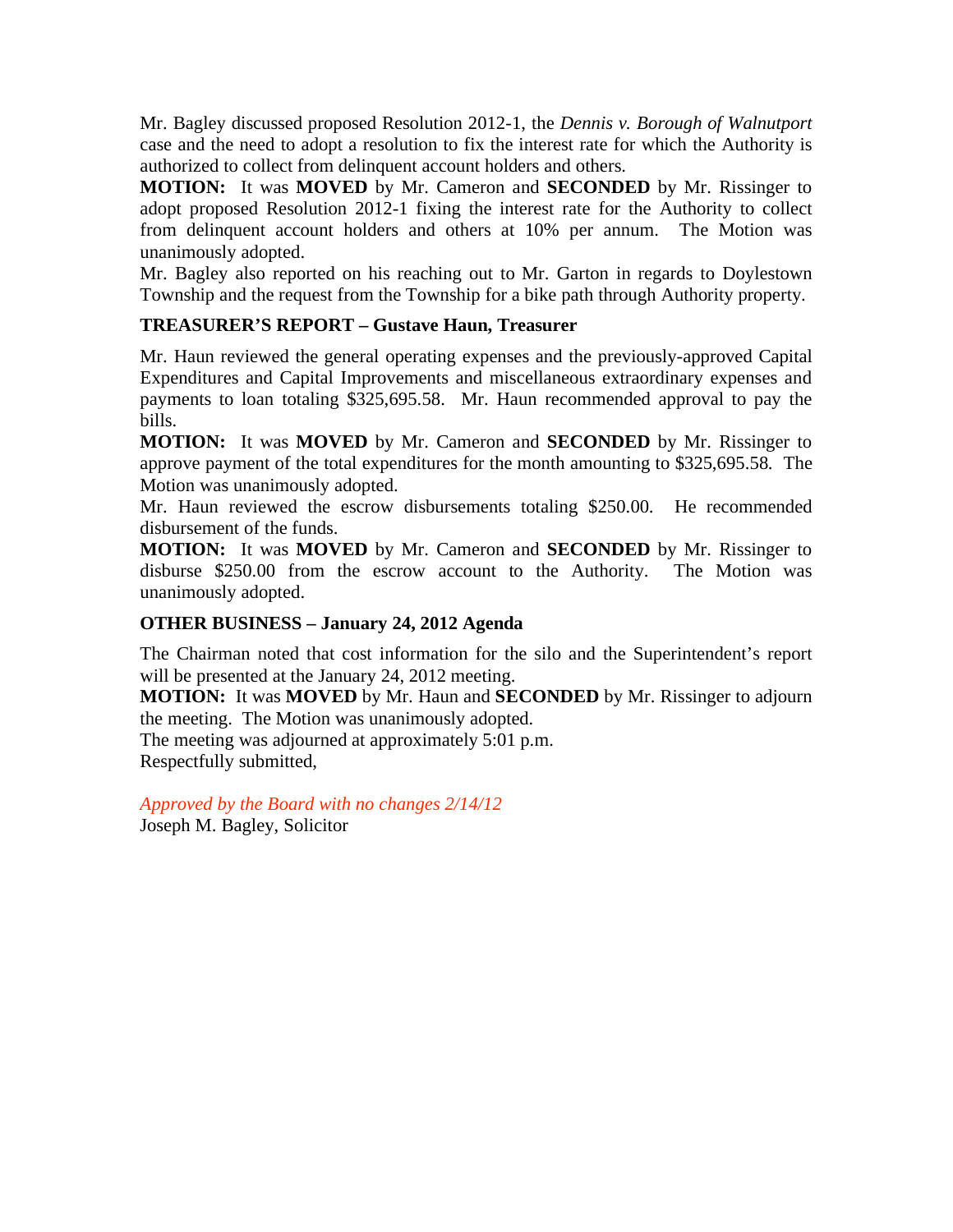Mr. Bagley discussed proposed Resolution 2012-1, the *Dennis v. Borough of Walnutport* case and the need to adopt a resolution to fix the interest rate for which the Authority is authorized to collect from delinquent account holders and others.

**MOTION:** It was **MOVED** by Mr. Cameron and **SECONDED** by Mr. Rissinger to adopt proposed Resolution 2012-1 fixing the interest rate for the Authority to collect from delinquent account holders and others at 10% per annum. The Motion was unanimously adopted.

Mr. Bagley also reported on his reaching out to Mr. Garton in regards to Doylestown Township and the request from the Township for a bike path through Authority property.

## TREASURER'S REPORT – Gustave Haun, Treasurer

Mr. Haun reviewed the general operating expenses and the previously-approved Capital Expenditures and Capital Improvements and miscellaneous extraordinary expenses and payments to loan totaling $325,695.58. Mr. Haun recommended approval to pay the bills.

**MOTION:** It was **MOVED** by Mr. Cameron and **SECONDED** by Mr. Rissinger to approve payment of the total expenditures for the month amounting to $325,695.58. The Motion was unanimously adopted.

Mr. Haun reviewed the escrow disbursements totaling $250.00. He recommended disbursement of the funds.

**MOTION:** It was **MOVED** by Mr. Cameron and **SECONDED** by Mr. Rissinger to disburse $250.00 from the escrow account to the Authority. The Motion was unanimously adopted.

## OTHER BUSINESS – January 24, 2012 Agenda

The Chairman noted that cost information for the silo and the Superintendent's report will be presented at the January 24, 2012 meeting.

**MOTION:** It was **MOVED** by Mr. Haun and **SECONDED** by Mr. Rissinger to adjourn the meeting. The Motion was unanimously adopted.

The meeting was adjourned at approximately 5:01 p.m.

Respectfully submitted,

*Approved by the Board with no changes 2/14/12*

Joseph M. Bagley, Solicitor